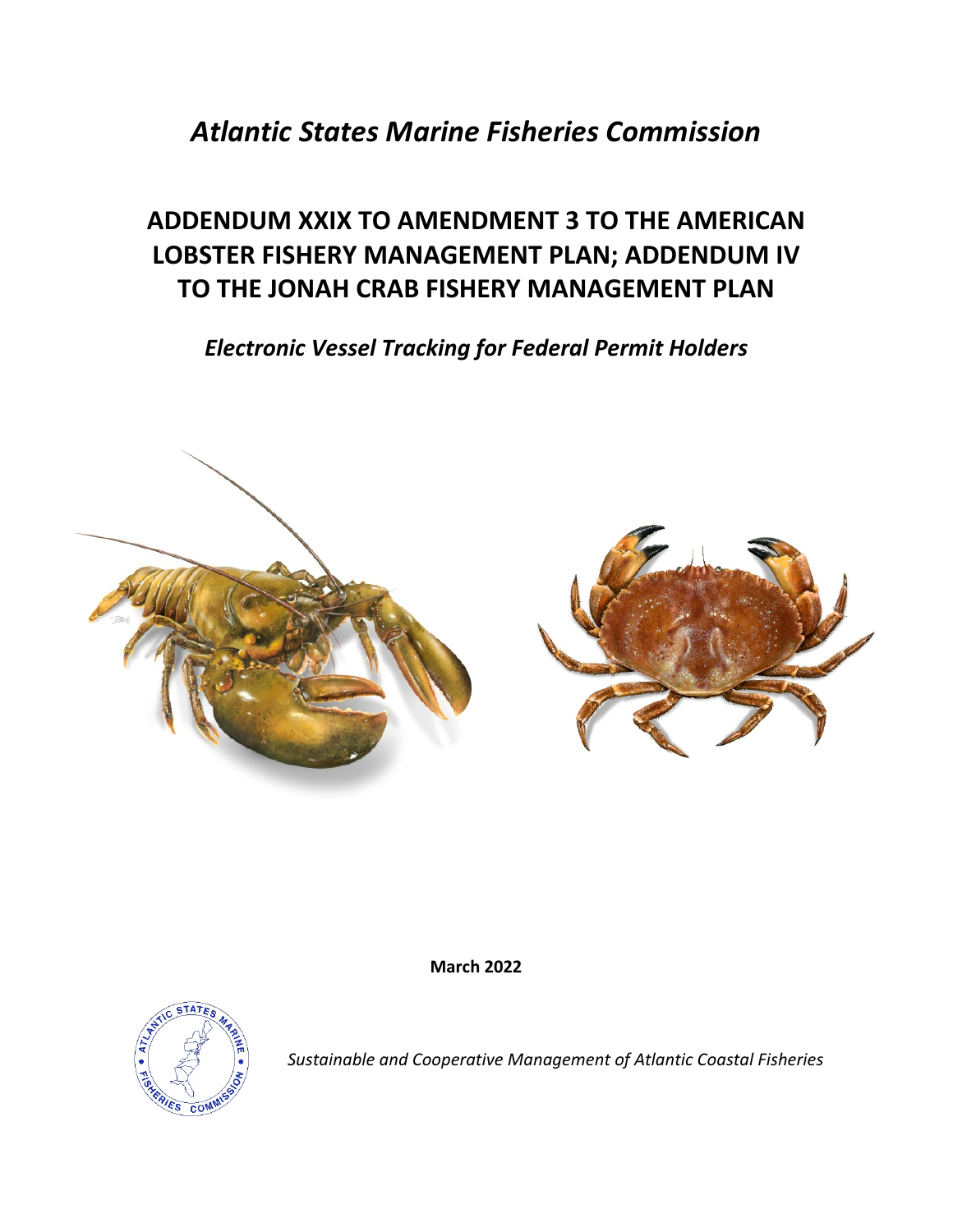# *Atlantic States Marine Fisheries Commission*

## ADDENDUM XXIX TO AMENDMENT 3 TO THE AMERICAN LOBSTER FISHERY MANAGEMENT PLAN; ADDENDUM IV TO THE JONAH CRAB FISHERY MANAGEMENT PLAN

### *Electronic Vessel Tracking for Federal Permit Holders*

**March 2022**

*Sustainable and Cooperative Management of Atlantic Coastal Fisheries*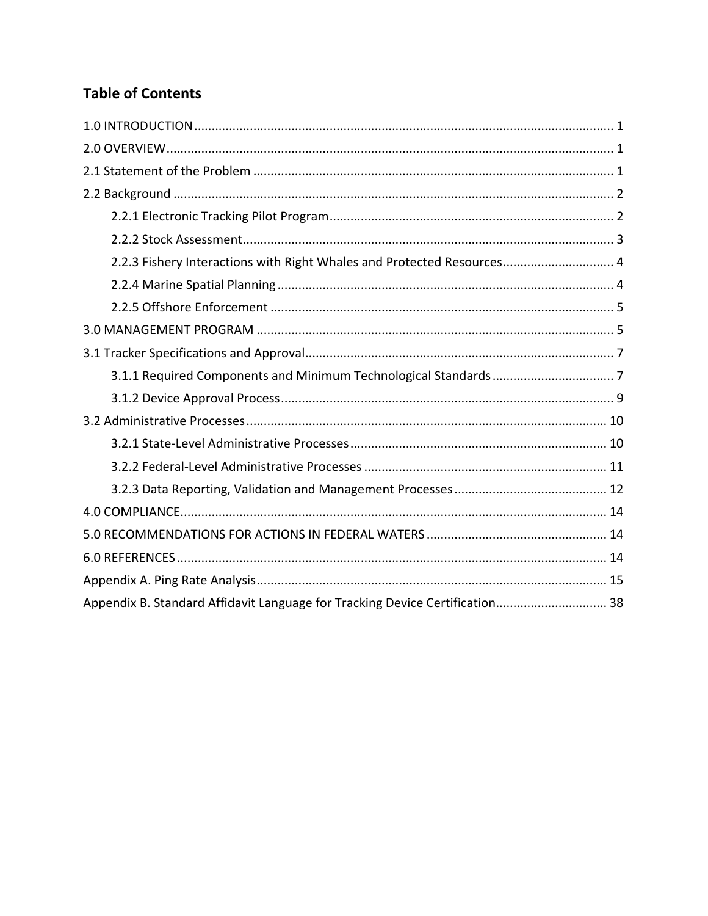## Table of Contents

1.0 INTRODUCTION ........................................................................ 1
2.0 OVERVIEW ........................................................................ 1
2.1 Statement of the Problem ........................................................................ 1
2.2 Background ........................................................................ 2
- 2.2.1 Electronic Tracking Pilot Program ........................................................................ 2
- 2.2.2 Stock Assessment ........................................................................ 3
- 2.2.3 Fishery Interactions with Right Whales and Protected Resources ........................................................................ 4
- 2.2.4 Marine Spatial Planning ........................................................................ 4
- 2.2.5 Offshore Enforcement ........................................................................ 5

3.0 MANAGEMENT PROGRAM ........................................................................ 5
3.1 Tracker Specifications and Approval ........................................................................ 7
- 3.1.1 Required Components and Minimum Technological Standards ........................................................................ 7
- 3.1.2 Device Approval Process ........................................................................ 9

3.2 Administrative Processes ........................................................................ 10
- 3.2.1 State-Level Administrative Processes ........................................................................ 10
- 3.2.2 Federal-Level Administrative Processes ........................................................................ 11
- 3.2.3 Data Reporting, Validation and Management Processes ........................................................................ 12

4.0 COMPLIANCE ........................................................................ 14
5.0 RECOMMENDATIONS FOR ACTIONS IN FEDERAL WATERS ........................................................................ 14
6.0 REFERENCES ........................................................................ 14
Appendix A. Ping Rate Analysis ........................................................................ 15
Appendix B. Standard Affidavit Language for Tracking Device Certification ........................................................................ 38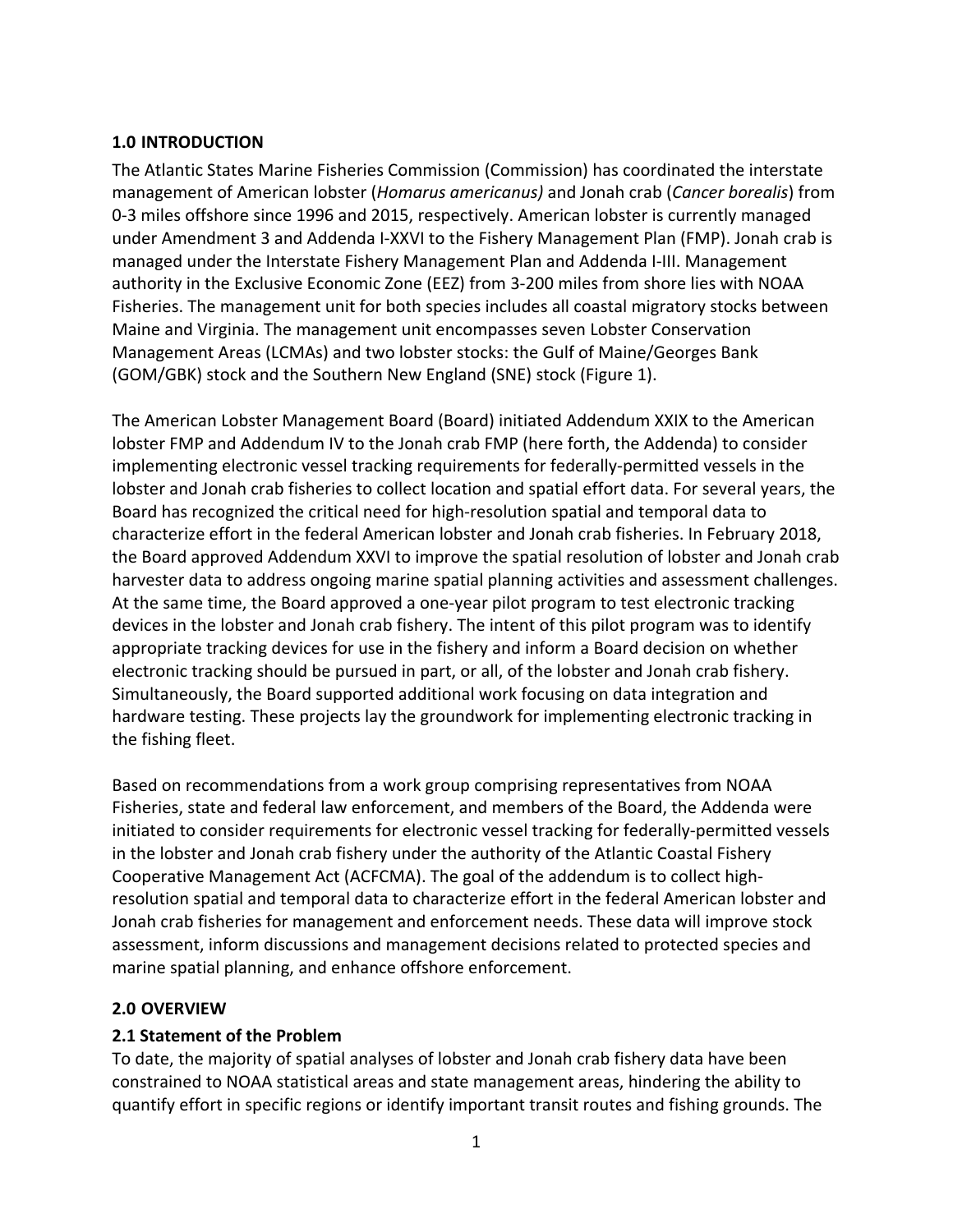## 1.0 INTRODUCTION

The Atlantic States Marine Fisheries Commission (Commission) has coordinated the interstate management of American lobster (*Homarus americanus)* and Jonah crab (*Cancer borealis*) from 0-3 miles offshore since 1996 and 2015, respectively. American lobster is currently managed under Amendment 3 and Addenda I-XXVI to the Fishery Management Plan (FMP). Jonah crab is managed under the Interstate Fishery Management Plan and Addenda I-III. Management authority in the Exclusive Economic Zone (EEZ) from 3-200 miles from shore lies with NOAA Fisheries. The management unit for both species includes all coastal migratory stocks between Maine and Virginia. The management unit encompasses seven Lobster Conservation Management Areas (LCMAs) and two lobster stocks: the Gulf of Maine/Georges Bank (GOM/GBK) stock and the Southern New England (SNE) stock (Figure 1).

The American Lobster Management Board (Board) initiated Addendum XXIX to the American lobster FMP and Addendum IV to the Jonah crab FMP (here forth, the Addenda) to consider implementing electronic vessel tracking requirements for federally-permitted vessels in the lobster and Jonah crab fisheries to collect location and spatial effort data. For several years, the Board has recognized the critical need for high-resolution spatial and temporal data to characterize effort in the federal American lobster and Jonah crab fisheries. In February 2018, the Board approved Addendum XXVI to improve the spatial resolution of lobster and Jonah crab harvester data to address ongoing marine spatial planning activities and assessment challenges. At the same time, the Board approved a one-year pilot program to test electronic tracking devices in the lobster and Jonah crab fishery. The intent of this pilot program was to identify appropriate tracking devices for use in the fishery and inform a Board decision on whether electronic tracking should be pursued in part, or all, of the lobster and Jonah crab fishery. Simultaneously, the Board supported additional work focusing on data integration and hardware testing. These projects lay the groundwork for implementing electronic tracking in the fishing fleet.

Based on recommendations from a work group comprising representatives from NOAA Fisheries, state and federal law enforcement, and members of the Board, the Addenda were initiated to consider requirements for electronic vessel tracking for federally-permitted vessels in the lobster and Jonah crab fishery under the authority of the Atlantic Coastal Fishery Cooperative Management Act (ACFCMA). The goal of the addendum is to collect high-resolution spatial and temporal data to characterize effort in the federal American lobster and Jonah crab fisheries for management and enforcement needs. These data will improve stock assessment, inform discussions and management decisions related to protected species and marine spatial planning, and enhance offshore enforcement.

## 2.0 OVERVIEW

### 2.1 Statement of the Problem

To date, the majority of spatial analyses of lobster and Jonah crab fishery data have been constrained to NOAA statistical areas and state management areas, hindering the ability to quantify effort in specific regions or identify important transit routes and fishing grounds. The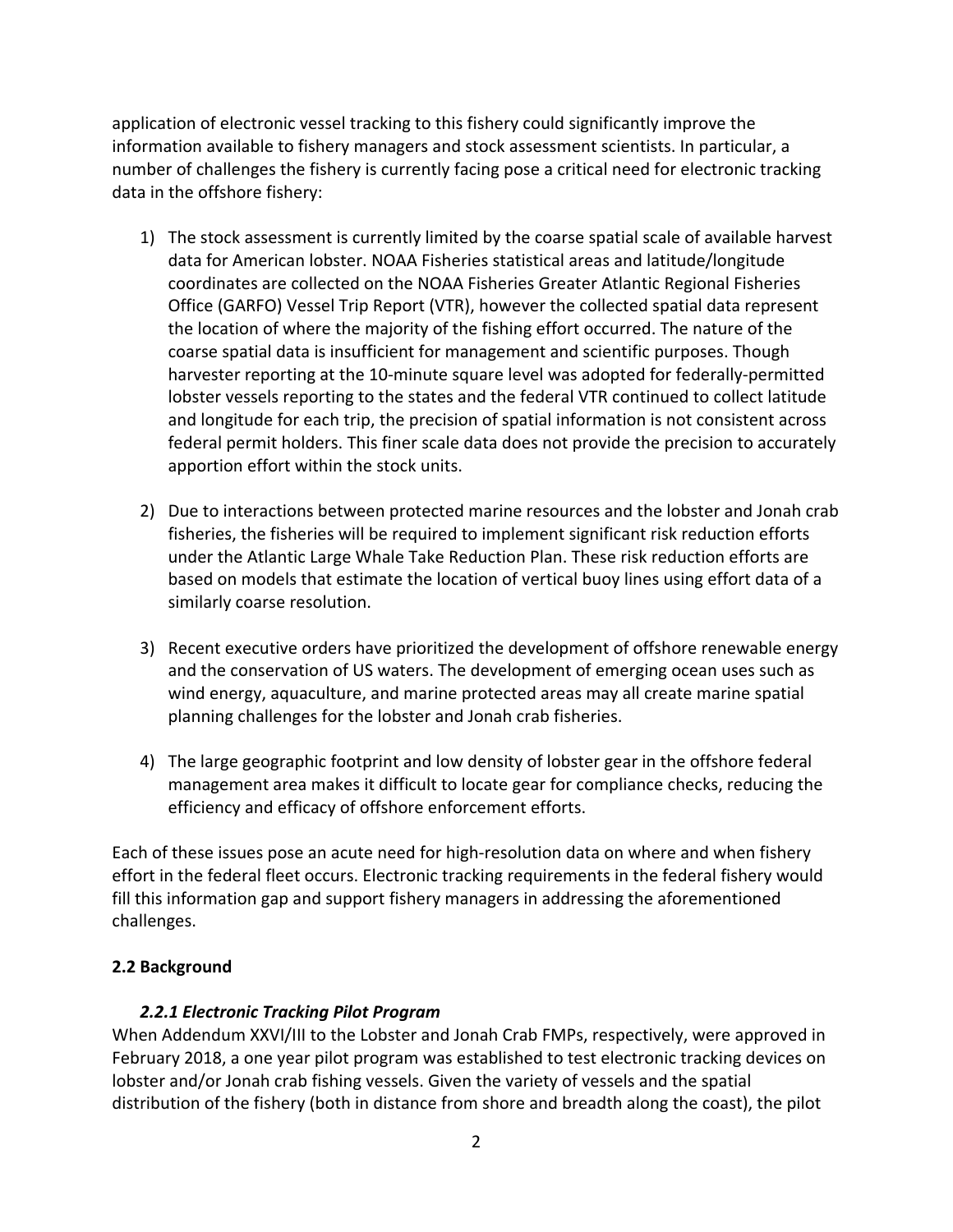application of electronic vessel tracking to this fishery could significantly improve the information available to fishery managers and stock assessment scientists. In particular, a number of challenges the fishery is currently facing pose a critical need for electronic tracking data in the offshore fishery:

1) The stock assessment is currently limited by the coarse spatial scale of available harvest data for American lobster. NOAA Fisheries statistical areas and latitude/longitude coordinates are collected on the NOAA Fisheries Greater Atlantic Regional Fisheries Office (GARFO) Vessel Trip Report (VTR), however the collected spatial data represent the location of where the majority of the fishing effort occurred. The nature of the coarse spatial data is insufficient for management and scientific purposes. Though harvester reporting at the 10-minute square level was adopted for federally-permitted lobster vessels reporting to the states and the federal VTR continued to collect latitude and longitude for each trip, the precision of spatial information is not consistent across federal permit holders. This finer scale data does not provide the precision to accurately apportion effort within the stock units.

2) Due to interactions between protected marine resources and the lobster and Jonah crab fisheries, the fisheries will be required to implement significant risk reduction efforts under the Atlantic Large Whale Take Reduction Plan. These risk reduction efforts are based on models that estimate the location of vertical buoy lines using effort data of a similarly coarse resolution.

3) Recent executive orders have prioritized the development of offshore renewable energy and the conservation of US waters. The development of emerging ocean uses such as wind energy, aquaculture, and marine protected areas may all create marine spatial planning challenges for the lobster and Jonah crab fisheries.

4) The large geographic footprint and low density of lobster gear in the offshore federal management area makes it difficult to locate gear for compliance checks, reducing the efficiency and efficacy of offshore enforcement efforts.

Each of these issues pose an acute need for high-resolution data on where and when fishery effort in the federal fleet occurs. Electronic tracking requirements in the federal fishery would fill this information gap and support fishery managers in addressing the aforementioned challenges.

## 2.2 Background

### *2.2.1 Electronic Tracking Pilot Program*

When Addendum XXVI/III to the Lobster and Jonah Crab FMPs, respectively, were approved in February 2018, a one year pilot program was established to test electronic tracking devices on lobster and/or Jonah crab fishing vessels. Given the variety of vessels and the spatial distribution of the fishery (both in distance from shore and breadth along the coast), the pilot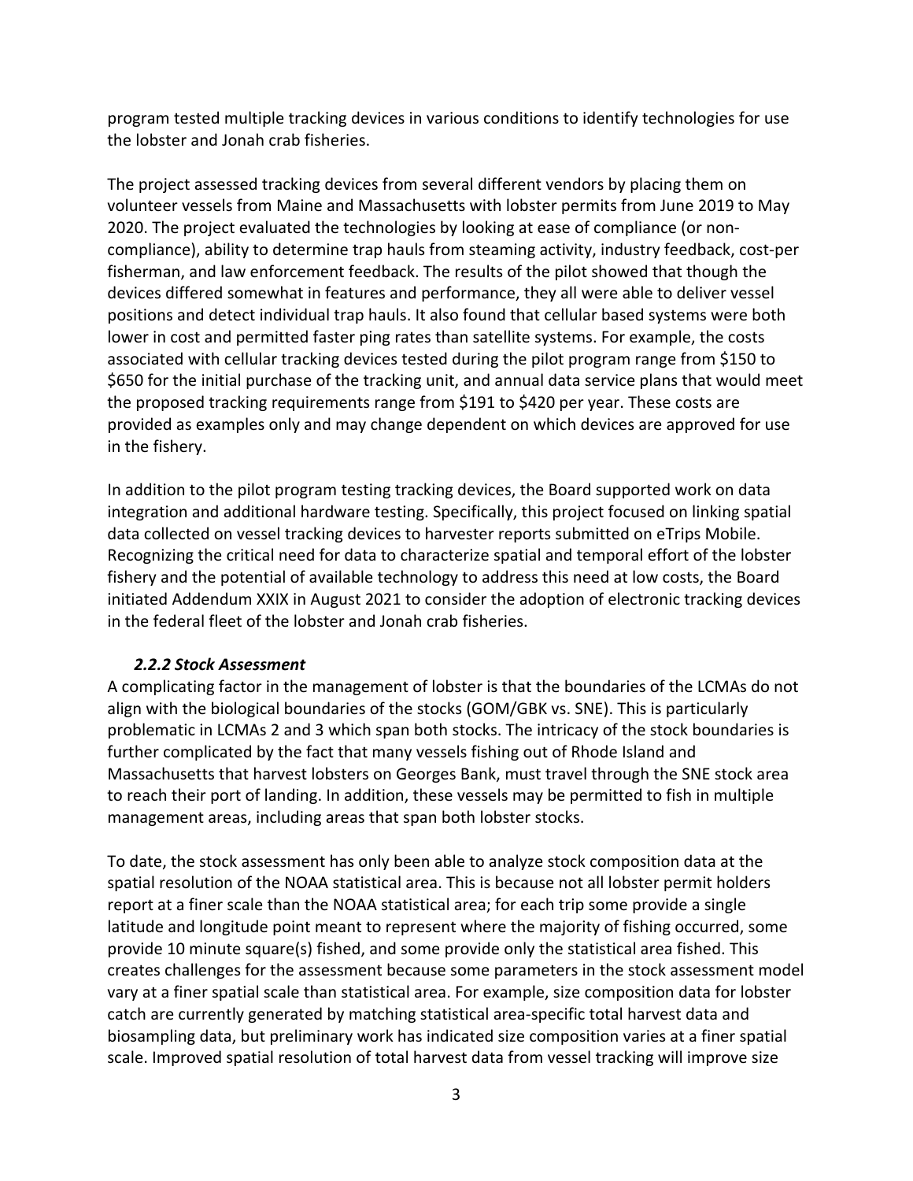program tested multiple tracking devices in various conditions to identify technologies for use the lobster and Jonah crab fisheries.

The project assessed tracking devices from several different vendors by placing them on volunteer vessels from Maine and Massachusetts with lobster permits from June 2019 to May 2020. The project evaluated the technologies by looking at ease of compliance (or non-compliance), ability to determine trap hauls from steaming activity, industry feedback, cost-per fisherman, and law enforcement feedback. The results of the pilot showed that though the devices differed somewhat in features and performance, they all were able to deliver vessel positions and detect individual trap hauls. It also found that cellular based systems were both lower in cost and permitted faster ping rates than satellite systems. For example, the costs associated with cellular tracking devices tested during the pilot program range from $150 to $650 for the initial purchase of the tracking unit, and annual data service plans that would meet the proposed tracking requirements range from $191 to $420 per year. These costs are provided as examples only and may change dependent on which devices are approved for use in the fishery.

In addition to the pilot program testing tracking devices, the Board supported work on data integration and additional hardware testing. Specifically, this project focused on linking spatial data collected on vessel tracking devices to harvester reports submitted on eTrips Mobile. Recognizing the critical need for data to characterize spatial and temporal effort of the lobster fishery and the potential of available technology to address this need at low costs, the Board initiated Addendum XXIX in August 2021 to consider the adoption of electronic tracking devices in the federal fleet of the lobster and Jonah crab fisheries.

### *2.2.2 Stock Assessment*

A complicating factor in the management of lobster is that the boundaries of the LCMAs do not align with the biological boundaries of the stocks (GOM/GBK vs. SNE). This is particularly problematic in LCMAs 2 and 3 which span both stocks. The intricacy of the stock boundaries is further complicated by the fact that many vessels fishing out of Rhode Island and Massachusetts that harvest lobsters on Georges Bank, must travel through the SNE stock area to reach their port of landing. In addition, these vessels may be permitted to fish in multiple management areas, including areas that span both lobster stocks.

To date, the stock assessment has only been able to analyze stock composition data at the spatial resolution of the NOAA statistical area. This is because not all lobster permit holders report at a finer scale than the NOAA statistical area; for each trip some provide a single latitude and longitude point meant to represent where the majority of fishing occurred, some provide 10 minute square(s) fished, and some provide only the statistical area fished. This creates challenges for the assessment because some parameters in the stock assessment model vary at a finer spatial scale than statistical area. For example, size composition data for lobster catch are currently generated by matching statistical area-specific total harvest data and biosampling data, but preliminary work has indicated size composition varies at a finer spatial scale. Improved spatial resolution of total harvest data from vessel tracking will improve size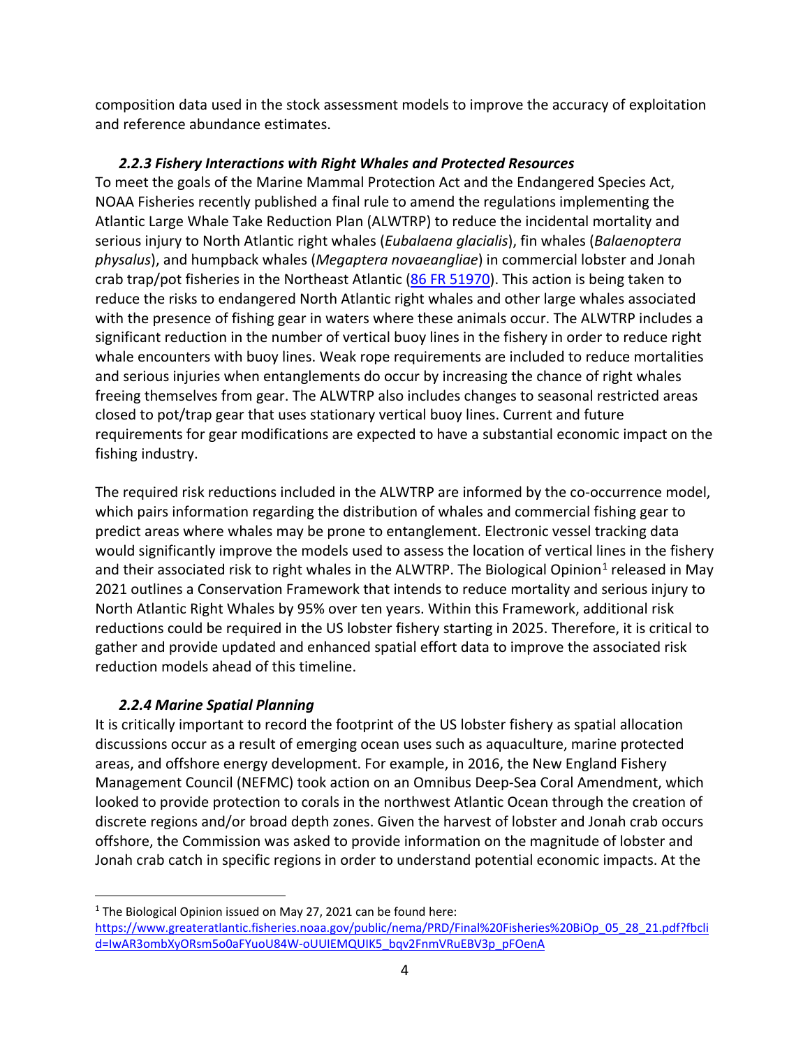composition data used in the stock assessment models to improve the accuracy of exploitation and reference abundance estimates.

### *2.2.3 Fishery Interactions with Right Whales and Protected Resources*

To meet the goals of the Marine Mammal Protection Act and the Endangered Species Act, NOAA Fisheries recently published a final rule to amend the regulations implementing the Atlantic Large Whale Take Reduction Plan (ALWTRP) to reduce the incidental mortality and serious injury to North Atlantic right whales (*Eubalaena glacialis*), fin whales (*Balaenoptera physalus*), and humpback whales (*Megaptera novaeangliae*) in commercial lobster and Jonah crab trap/pot fisheries in the Northeast Atlantic (86 FR 51970). This action is being taken to reduce the risks to endangered North Atlantic right whales and other large whales associated with the presence of fishing gear in waters where these animals occur. The ALWTRP includes a significant reduction in the number of vertical buoy lines in the fishery in order to reduce right whale encounters with buoy lines. Weak rope requirements are included to reduce mortalities and serious injuries when entanglements do occur by increasing the chance of right whales freeing themselves from gear. The ALWTRP also includes changes to seasonal restricted areas closed to pot/trap gear that uses stationary vertical buoy lines. Current and future requirements for gear modifications are expected to have a substantial economic impact on the fishing industry.

The required risk reductions included in the ALWTRP are informed by the co-occurrence model, which pairs information regarding the distribution of whales and commercial fishing gear to predict areas where whales may be prone to entanglement. Electronic vessel tracking data would significantly improve the models used to assess the location of vertical lines in the fishery and their associated risk to right whales in the ALWTRP. The Biological Opinion[1] released in May 2021 outlines a Conservation Framework that intends to reduce mortality and serious injury to North Atlantic Right Whales by 95% over ten years. Within this Framework, additional risk reductions could be required in the US lobster fishery starting in 2025. Therefore, it is critical to gather and provide updated and enhanced spatial effort data to improve the associated risk reduction models ahead of this timeline.

### *2.2.4 Marine Spatial Planning*

It is critically important to record the footprint of the US lobster fishery as spatial allocation discussions occur as a result of emerging ocean uses such as aquaculture, marine protected areas, and offshore energy development. For example, in 2016, the New England Fishery Management Council (NEFMC) took action on an Omnibus Deep-Sea Coral Amendment, which looked to provide protection to corals in the northwest Atlantic Ocean through the creation of discrete regions and/or broad depth zones. Given the harvest of lobster and Jonah crab occurs offshore, the Commission was asked to provide information on the magnitude of lobster and Jonah crab catch in specific regions in order to understand potential economic impacts. At the

[1] The Biological Opinion issued on May 27, 2021 can be found here: https://www.greateratlantic.fisheries.noaa.gov/public/nema/PRD/Final%20Fisheries%20BiOp_05_28_21.pdf?fbclid=IwAR3ombXyORsm5o0aFYuoU84W-oUUIEMQUIK5_bqv2FnmVRuEBV3p_pFOenA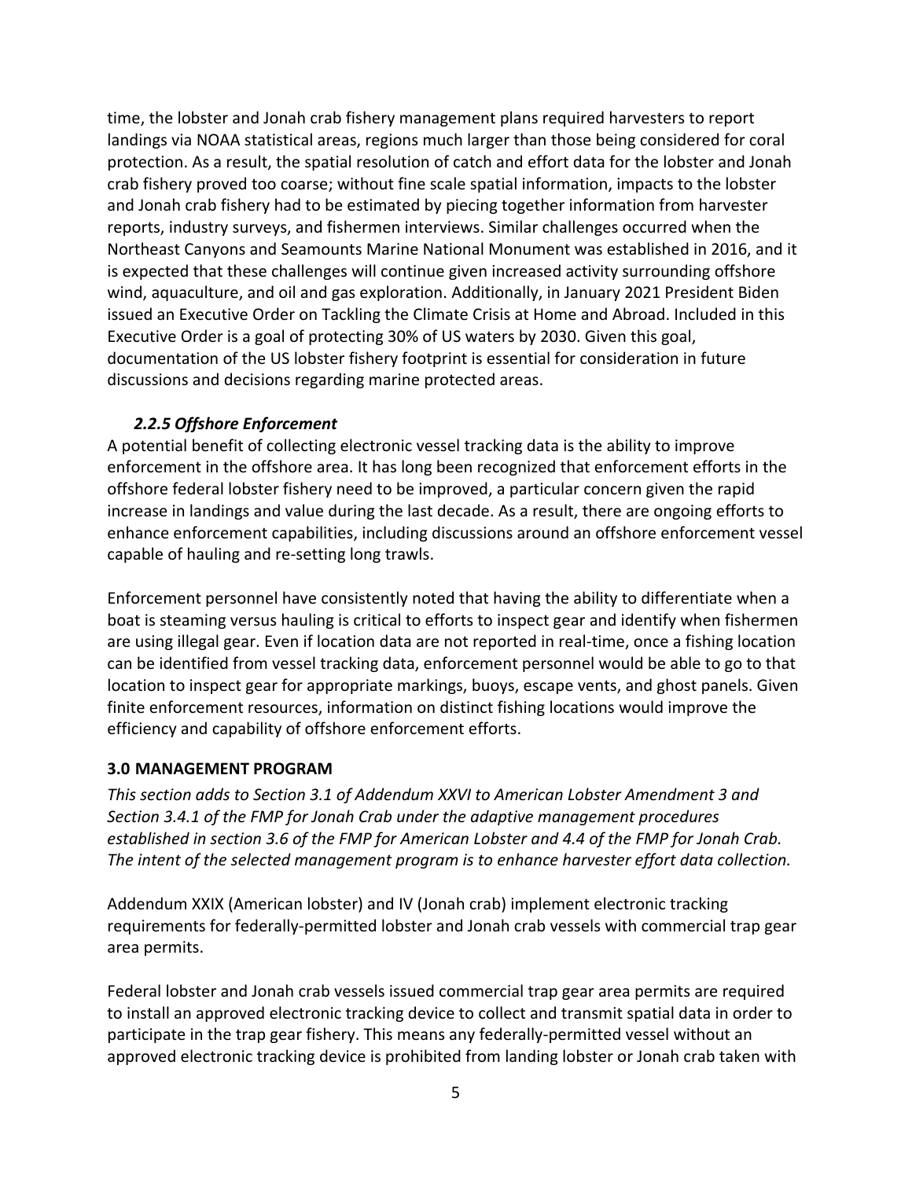time, the lobster and Jonah crab fishery management plans required harvesters to report landings via NOAA statistical areas, regions much larger than those being considered for coral protection. As a result, the spatial resolution of catch and effort data for the lobster and Jonah crab fishery proved too coarse; without fine scale spatial information, impacts to the lobster and Jonah crab fishery had to be estimated by piecing together information from harvester reports, industry surveys, and fishermen interviews. Similar challenges occurred when the Northeast Canyons and Seamounts Marine National Monument was established in 2016, and it is expected that these challenges will continue given increased activity surrounding offshore wind, aquaculture, and oil and gas exploration. Additionally, in January 2021 President Biden issued an Executive Order on Tackling the Climate Crisis at Home and Abroad. Included in this Executive Order is a goal of protecting 30% of US waters by 2030. Given this goal, documentation of the US lobster fishery footprint is essential for consideration in future discussions and decisions regarding marine protected areas.

#### *2.2.5 Offshore Enforcement*

A potential benefit of collecting electronic vessel tracking data is the ability to improve enforcement in the offshore area. It has long been recognized that enforcement efforts in the offshore federal lobster fishery need to be improved, a particular concern given the rapid increase in landings and value during the last decade. As a result, there are ongoing efforts to enhance enforcement capabilities, including discussions around an offshore enforcement vessel capable of hauling and re-setting long trawls.

Enforcement personnel have consistently noted that having the ability to differentiate when a boat is steaming versus hauling is critical to efforts to inspect gear and identify when fishermen are using illegal gear. Even if location data are not reported in real-time, once a fishing location can be identified from vessel tracking data, enforcement personnel would be able to go to that location to inspect gear for appropriate markings, buoys, escape vents, and ghost panels. Given finite enforcement resources, information on distinct fishing locations would improve the efficiency and capability of offshore enforcement efforts.

## 3.0 MANAGEMENT PROGRAM

*This section adds to Section 3.1 of Addendum XXVI to American Lobster Amendment 3 and Section 3.4.1 of the FMP for Jonah Crab under the adaptive management procedures established in section 3.6 of the FMP for American Lobster and 4.4 of the FMP for Jonah Crab. The intent of the selected management program is to enhance harvester effort data collection.*

Addendum XXIX (American lobster) and IV (Jonah crab) implement electronic tracking requirements for federally-permitted lobster and Jonah crab vessels with commercial trap gear area permits.

Federal lobster and Jonah crab vessels issued commercial trap gear area permits are required to install an approved electronic tracking device to collect and transmit spatial data in order to participate in the trap gear fishery. This means any federally-permitted vessel without an approved electronic tracking device is prohibited from landing lobster or Jonah crab taken with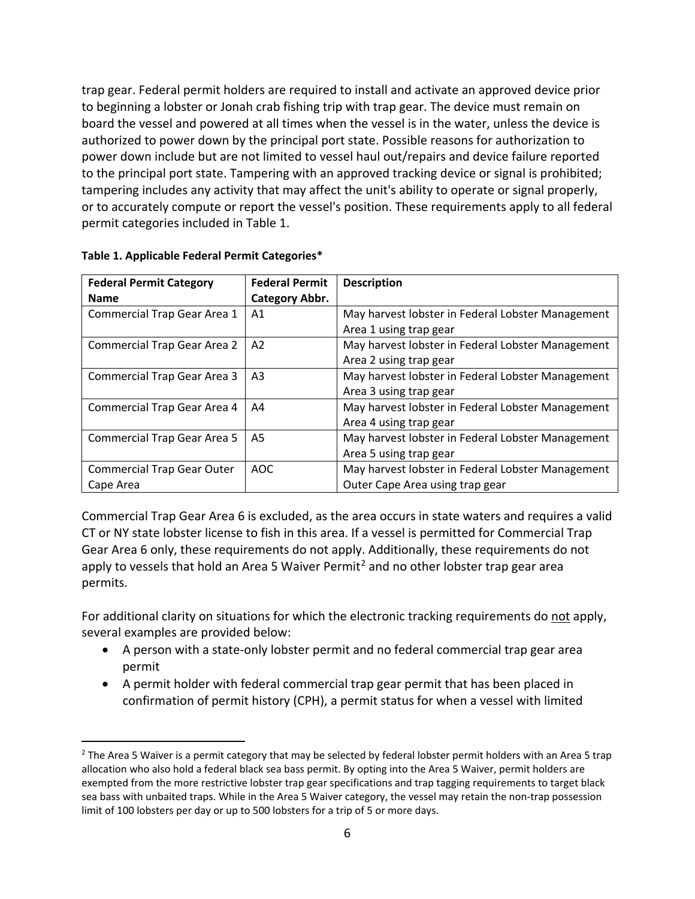trap gear. Federal permit holders are required to install and activate an approved device prior to beginning a lobster or Jonah crab fishing trip with trap gear. The device must remain on board the vessel and powered at all times when the vessel is in the water, unless the device is authorized to power down by the principal port state. Possible reasons for authorization to power down include but are not limited to vessel haul out/repairs and device failure reported to the principal port state. Tampering with an approved tracking device or signal is prohibited; tampering includes any activity that may affect the unit's ability to operate or signal properly, or to accurately compute or report the vessel's position. These requirements apply to all federal permit categories included in Table 1.

**Table 1. Applicable Federal Permit Categories***

| Federal Permit Category Name | Federal Permit Category Abbr. | Description |
|---|---|---|
| Commercial Trap Gear Area 1 | A1 | May harvest lobster in Federal Lobster Management Area 1 using trap gear |
| Commercial Trap Gear Area 2 | A2 | May harvest lobster in Federal Lobster Management Area 2 using trap gear |
| Commercial Trap Gear Area 3 | A3 | May harvest lobster in Federal Lobster Management Area 3 using trap gear |
| Commercial Trap Gear Area 4 | A4 | May harvest lobster in Federal Lobster Management Area 4 using trap gear |
| Commercial Trap Gear Area 5 | A5 | May harvest lobster in Federal Lobster Management Area 5 using trap gear |
| Commercial Trap Gear Outer Cape Area | AOC | May harvest lobster in Federal Lobster Management Outer Cape Area using trap gear |

Commercial Trap Gear Area 6 is excluded, as the area occurs in state waters and requires a valid CT or NY state lobster license to fish in this area. If a vessel is permitted for Commercial Trap Gear Area 6 only, these requirements do not apply. Additionally, these requirements do not apply to vessels that hold an Area 5 Waiver Permit[2] and no other lobster trap gear area permits.

For additional clarity on situations for which the electronic tracking requirements do not apply, several examples are provided below:

- A person with a state-only lobster permit and no federal commercial trap gear area permit
- A permit holder with federal commercial trap gear permit that has been placed in confirmation of permit history (CPH), a permit status for when a vessel with limited

[2] The Area 5 Waiver is a permit category that may be selected by federal lobster permit holders with an Area 5 trap allocation who also hold a federal black sea bass permit. By opting into the Area 5 Waiver, permit holders are exempted from the more restrictive lobster trap gear specifications and trap tagging requirements to target black sea bass with unbaited traps. While in the Area 5 Waiver category, the vessel may retain the non-trap possession limit of 100 lobsters per day or up to 500 lobsters for a trip of 5 or more days.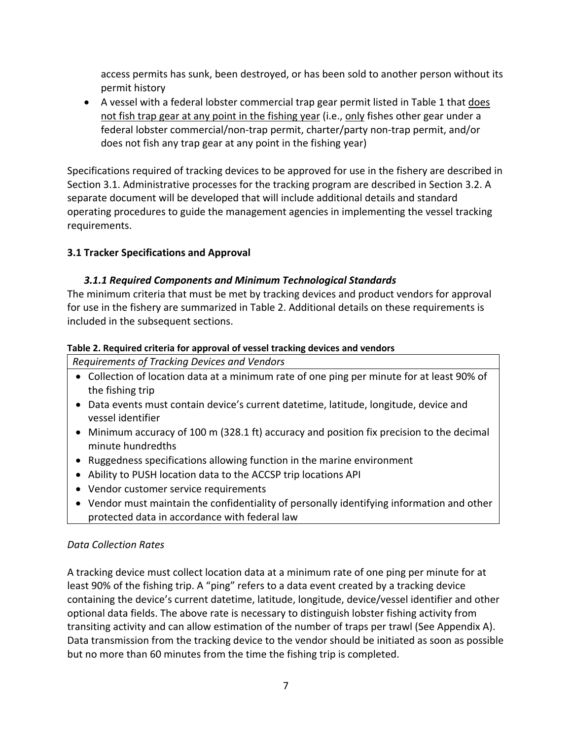access permits has sunk, been destroyed, or has been sold to another person without its permit history

- A vessel with a federal lobster commercial trap gear permit listed in Table 1 that <u>does not fish trap gear at any point in the fishing year</u> (i.e., <u>only</u> fishes other gear under a federal lobster commercial/non-trap permit, charter/party non-trap permit, and/or does not fish any trap gear at any point in the fishing year)

Specifications required of tracking devices to be approved for use in the fishery are described in Section 3.1. Administrative processes for the tracking program are described in Section 3.2. A separate document will be developed that will include additional details and standard operating procedures to guide the management agencies in implementing the vessel tracking requirements.

## 3.1 Tracker Specifications and Approval

### *3.1.1 Required Components and Minimum Technological Standards*

The minimum criteria that must be met by tracking devices and product vendors for approval for use in the fishery are summarized in Table 2. Additional details on these requirements is included in the subsequent sections.

**Table 2. Required criteria for approval of vessel tracking devices and vendors**

| *Requirements of Tracking Devices and Vendors* |
| --- |
| • Collection of location data at a minimum rate of one ping per minute for at least 90% of the fishing trip<br>• Data events must contain device's current datetime, latitude, longitude, device and vessel identifier<br>• Minimum accuracy of 100 m (328.1 ft) accuracy and position fix precision to the decimal minute hundredths<br>• Ruggedness specifications allowing function in the marine environment<br>• Ability to PUSH location data to the ACCSP trip locations API<br>• Vendor customer service requirements<br>• Vendor must maintain the confidentiality of personally identifying information and other protected data in accordance with federal law |

*Data Collection Rates*

A tracking device must collect location data at a minimum rate of one ping per minute for at least 90% of the fishing trip. A "ping" refers to a data event created by a tracking device containing the device's current datetime, latitude, longitude, device/vessel identifier and other optional data fields. The above rate is necessary to distinguish lobster fishing activity from transiting activity and can allow estimation of the number of traps per trawl (See Appendix A). Data transmission from the tracking device to the vendor should be initiated as soon as possible but no more than 60 minutes from the time the fishing trip is completed.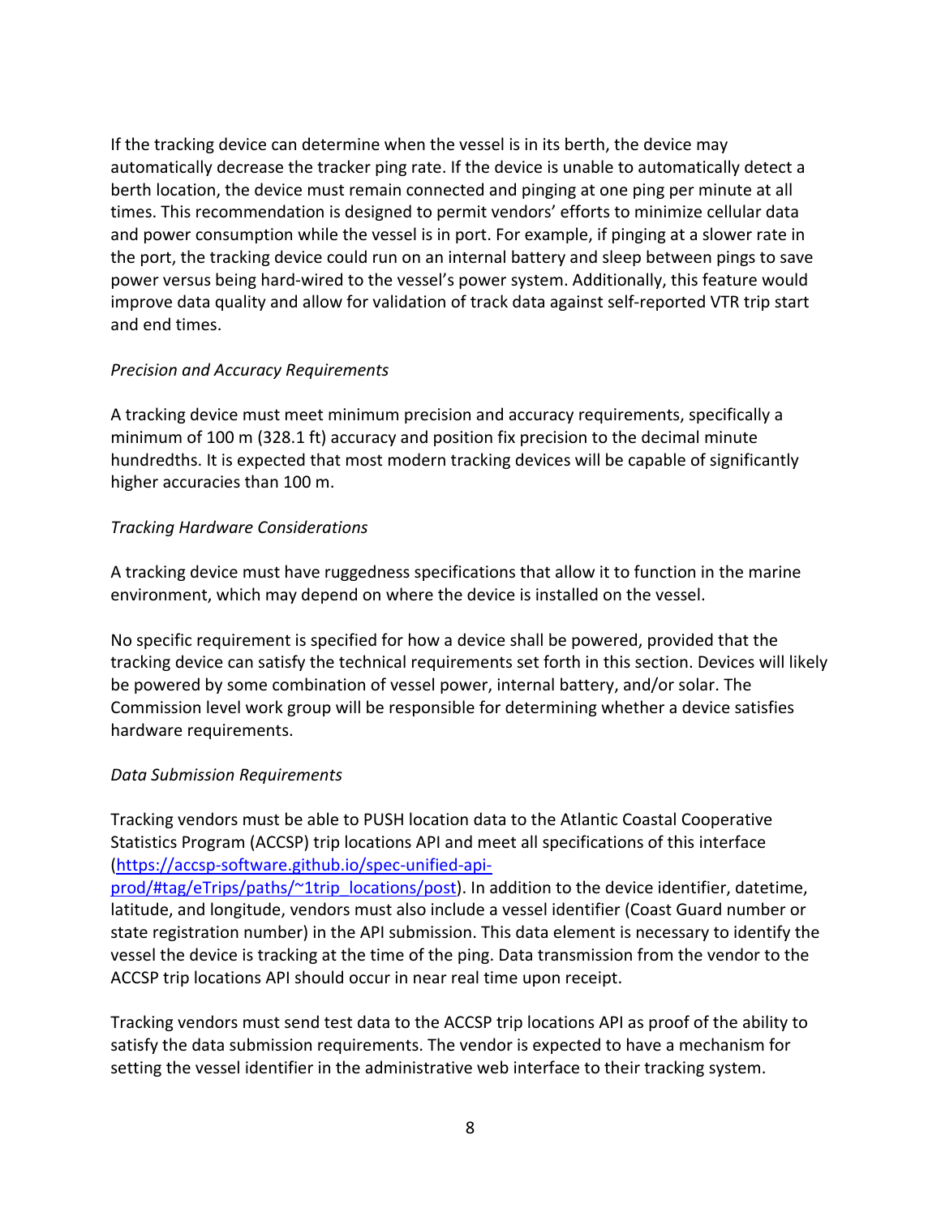If the tracking device can determine when the vessel is in its berth, the device may automatically decrease the tracker ping rate. If the device is unable to automatically detect a berth location, the device must remain connected and pinging at one ping per minute at all times. This recommendation is designed to permit vendors' efforts to minimize cellular data and power consumption while the vessel is in port. For example, if pinging at a slower rate in the port, the tracking device could run on an internal battery and sleep between pings to save power versus being hard-wired to the vessel's power system. Additionally, this feature would improve data quality and allow for validation of track data against self-reported VTR trip start and end times.

*Precision and Accuracy Requirements*

A tracking device must meet minimum precision and accuracy requirements, specifically a minimum of 100 m (328.1 ft) accuracy and position fix precision to the decimal minute hundredths. It is expected that most modern tracking devices will be capable of significantly higher accuracies than 100 m.

*Tracking Hardware Considerations*

A tracking device must have ruggedness specifications that allow it to function in the marine environment, which may depend on where the device is installed on the vessel.

No specific requirement is specified for how a device shall be powered, provided that the tracking device can satisfy the technical requirements set forth in this section. Devices will likely be powered by some combination of vessel power, internal battery, and/or solar. The Commission level work group will be responsible for determining whether a device satisfies hardware requirements.

*Data Submission Requirements*

Tracking vendors must be able to PUSH location data to the Atlantic Coastal Cooperative Statistics Program (ACCSP) trip locations API and meet all specifications of this interface (https://accsp-software.github.io/spec-unified-api-prod/#tag/eTrips/paths/~1trip_locations/post). In addition to the device identifier, datetime, latitude, and longitude, vendors must also include a vessel identifier (Coast Guard number or state registration number) in the API submission. This data element is necessary to identify the vessel the device is tracking at the time of the ping. Data transmission from the vendor to the ACCSP trip locations API should occur in near real time upon receipt.

Tracking vendors must send test data to the ACCSP trip locations API as proof of the ability to satisfy the data submission requirements. The vendor is expected to have a mechanism for setting the vessel identifier in the administrative web interface to their tracking system.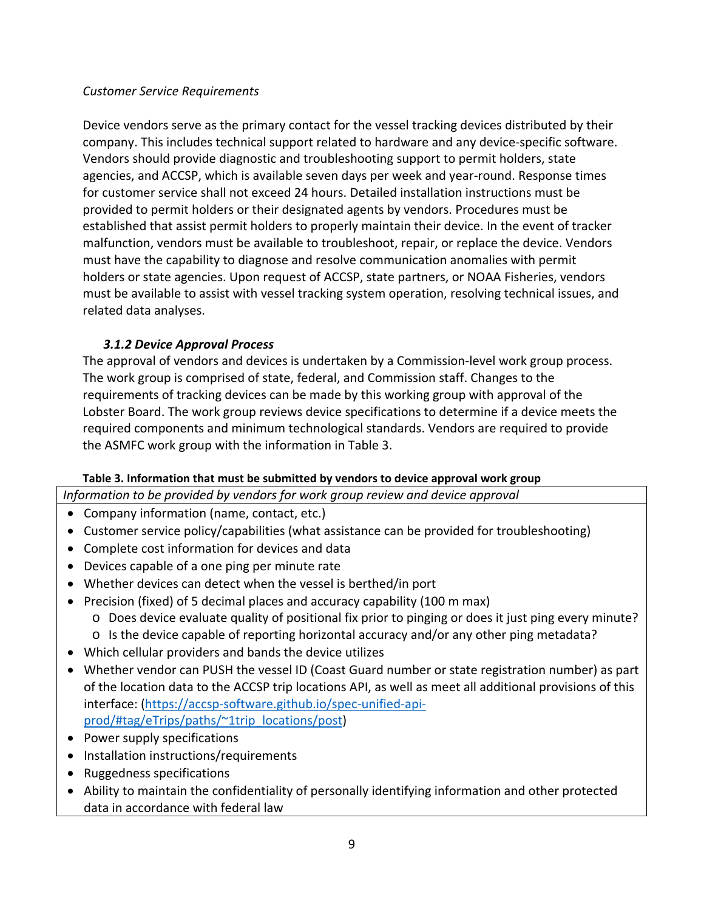*Customer Service Requirements*

Device vendors serve as the primary contact for the vessel tracking devices distributed by their company. This includes technical support related to hardware and any device-specific software. Vendors should provide diagnostic and troubleshooting support to permit holders, state agencies, and ACCSP, which is available seven days per week and year-round. Response times for customer service shall not exceed 24 hours. Detailed installation instructions must be provided to permit holders or their designated agents by vendors. Procedures must be established that assist permit holders to properly maintain their device. In the event of tracker malfunction, vendors must be available to troubleshoot, repair, or replace the device. Vendors must have the capability to diagnose and resolve communication anomalies with permit holders or state agencies. Upon request of ACCSP, state partners, or NOAA Fisheries, vendors must be available to assist with vessel tracking system operation, resolving technical issues, and related data analyses.

### *3.1.2 Device Approval Process*

The approval of vendors and devices is undertaken by a Commission-level work group process. The work group is comprised of state, federal, and Commission staff. Changes to the requirements of tracking devices can be made by this working group with approval of the Lobster Board. The work group reviews device specifications to determine if a device meets the required components and minimum technological standards. Vendors are required to provide the ASMFC work group with the information in Table 3.

**Table 3. Information that must be submitted by vendors to device approval work group**

*Information to be provided by vendors for work group review and device approval*

- Company information (name, contact, etc.)
- Customer service policy/capabilities (what assistance can be provided for troubleshooting)
- Complete cost information for devices and data
- Devices capable of a one ping per minute rate
- Whether devices can detect when the vessel is berthed/in port
- Precision (fixed) of 5 decimal places and accuracy capability (100 m max)
  - Does device evaluate quality of positional fix prior to pinging or does it just ping every minute?
  - Is the device capable of reporting horizontal accuracy and/or any other ping metadata?
- Which cellular providers and bands the device utilizes
- Whether vendor can PUSH the vessel ID (Coast Guard number or state registration number) as part of the location data to the ACCSP trip locations API, as well as meet all additional provisions of this interface: (https://accsp-software.github.io/spec-unified-api-prod/#tag/eTrips/paths/~1trip_locations/post)
- Power supply specifications
- Installation instructions/requirements
- Ruggedness specifications
- Ability to maintain the confidentiality of personally identifying information and other protected data in accordance with federal law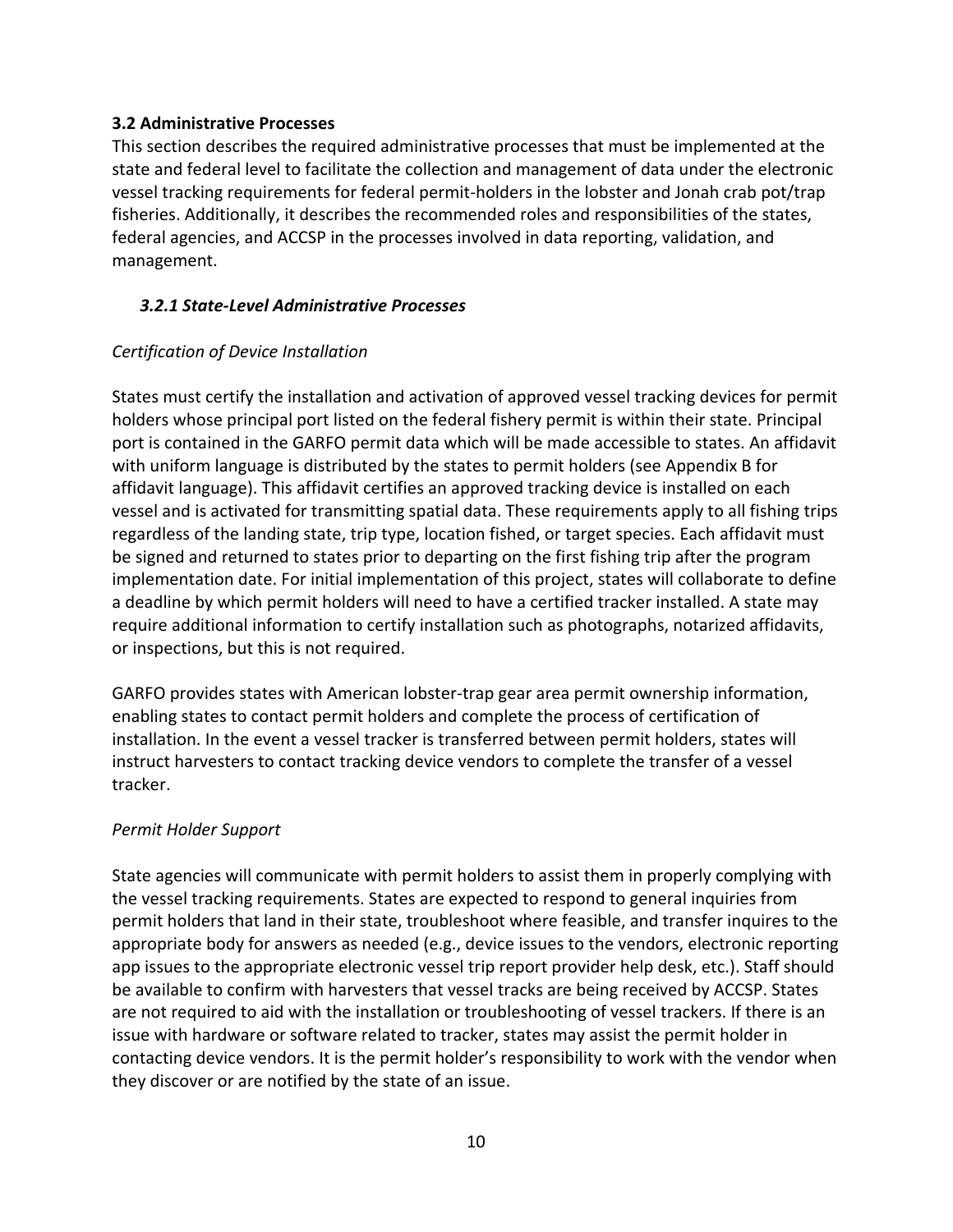### 3.2 Administrative Processes

This section describes the required administrative processes that must be implemented at the state and federal level to facilitate the collection and management of data under the electronic vessel tracking requirements for federal permit-holders in the lobster and Jonah crab pot/trap fisheries. Additionally, it describes the recommended roles and responsibilities of the states, federal agencies, and ACCSP in the processes involved in data reporting, validation, and management.

#### *3.2.1 State-Level Administrative Processes*

*Certification of Device Installation*

States must certify the installation and activation of approved vessel tracking devices for permit holders whose principal port listed on the federal fishery permit is within their state. Principal port is contained in the GARFO permit data which will be made accessible to states. An affidavit with uniform language is distributed by the states to permit holders (see Appendix B for affidavit language). This affidavit certifies an approved tracking device is installed on each vessel and is activated for transmitting spatial data. These requirements apply to all fishing trips regardless of the landing state, trip type, location fished, or target species. Each affidavit must be signed and returned to states prior to departing on the first fishing trip after the program implementation date. For initial implementation of this project, states will collaborate to define a deadline by which permit holders will need to have a certified tracker installed. A state may require additional information to certify installation such as photographs, notarized affidavits, or inspections, but this is not required.

GARFO provides states with American lobster-trap gear area permit ownership information, enabling states to contact permit holders and complete the process of certification of installation. In the event a vessel tracker is transferred between permit holders, states will instruct harvesters to contact tracking device vendors to complete the transfer of a vessel tracker.

*Permit Holder Support*

State agencies will communicate with permit holders to assist them in properly complying with the vessel tracking requirements. States are expected to respond to general inquiries from permit holders that land in their state, troubleshoot where feasible, and transfer inquires to the appropriate body for answers as needed (e.g., device issues to the vendors, electronic reporting app issues to the appropriate electronic vessel trip report provider help desk, etc.). Staff should be available to confirm with harvesters that vessel tracks are being received by ACCSP. States are not required to aid with the installation or troubleshooting of vessel trackers. If there is an issue with hardware or software related to tracker, states may assist the permit holder in contacting device vendors. It is the permit holder's responsibility to work with the vendor when they discover or are notified by the state of an issue.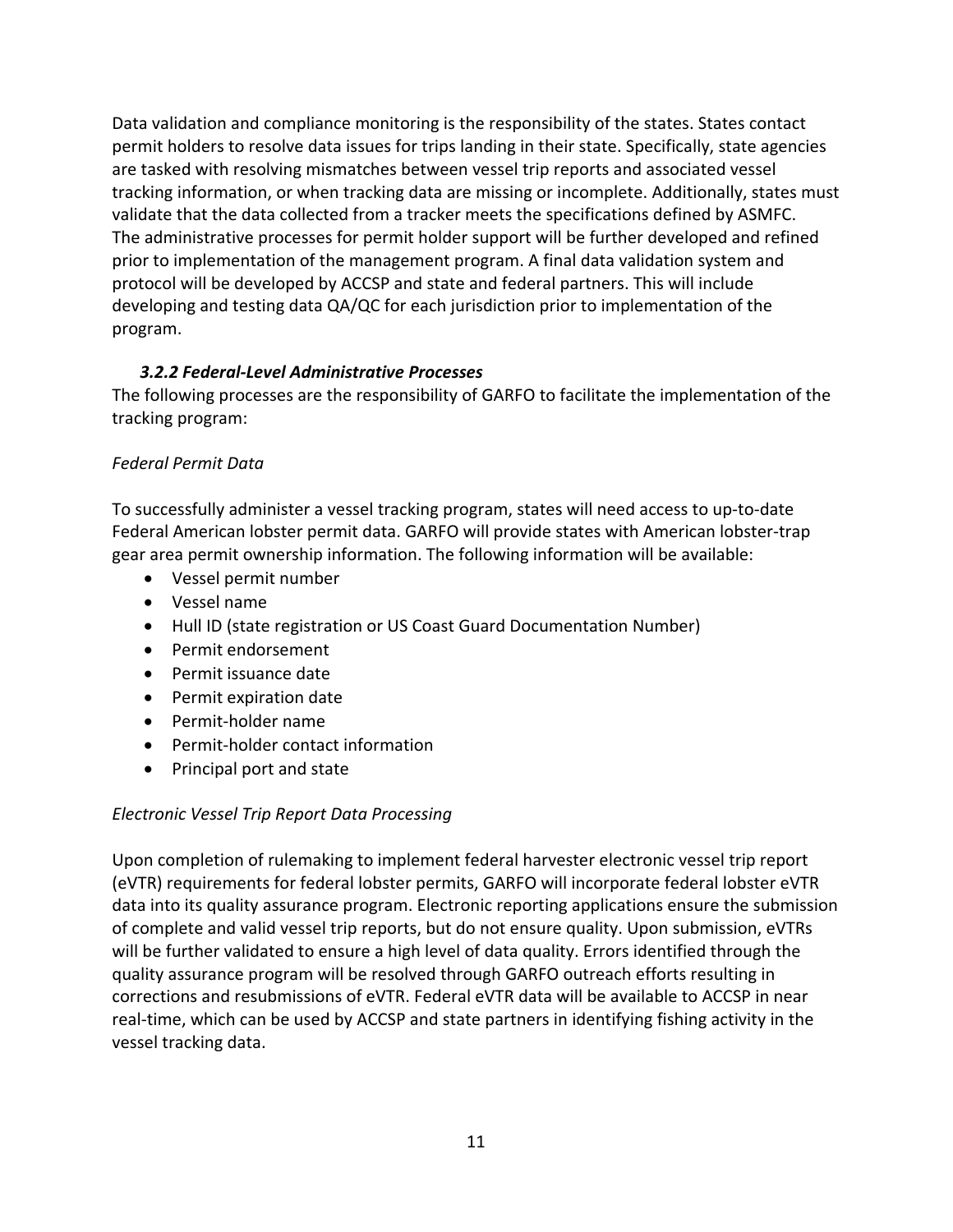Data validation and compliance monitoring is the responsibility of the states. States contact permit holders to resolve data issues for trips landing in their state. Specifically, state agencies are tasked with resolving mismatches between vessel trip reports and associated vessel tracking information, or when tracking data are missing or incomplete. Additionally, states must validate that the data collected from a tracker meets the specifications defined by ASMFC. The administrative processes for permit holder support will be further developed and refined prior to implementation of the management program. A final data validation system and protocol will be developed by ACCSP and state and federal partners. This will include developing and testing data QA/QC for each jurisdiction prior to implementation of the program.

### *3.2.2 Federal-Level Administrative Processes*

The following processes are the responsibility of GARFO to facilitate the implementation of the tracking program:

*Federal Permit Data*

To successfully administer a vessel tracking program, states will need access to up-to-date Federal American lobster permit data. GARFO will provide states with American lobster-trap gear area permit ownership information. The following information will be available:

- Vessel permit number
- Vessel name
- Hull ID (state registration or US Coast Guard Documentation Number)
- Permit endorsement
- Permit issuance date
- Permit expiration date
- Permit-holder name
- Permit-holder contact information
- Principal port and state

*Electronic Vessel Trip Report Data Processing*

Upon completion of rulemaking to implement federal harvester electronic vessel trip report (eVTR) requirements for federal lobster permits, GARFO will incorporate federal lobster eVTR data into its quality assurance program. Electronic reporting applications ensure the submission of complete and valid vessel trip reports, but do not ensure quality. Upon submission, eVTRs will be further validated to ensure a high level of data quality. Errors identified through the quality assurance program will be resolved through GARFO outreach efforts resulting in corrections and resubmissions of eVTR. Federal eVTR data will be available to ACCSP in near real-time, which can be used by ACCSP and state partners in identifying fishing activity in the vessel tracking data.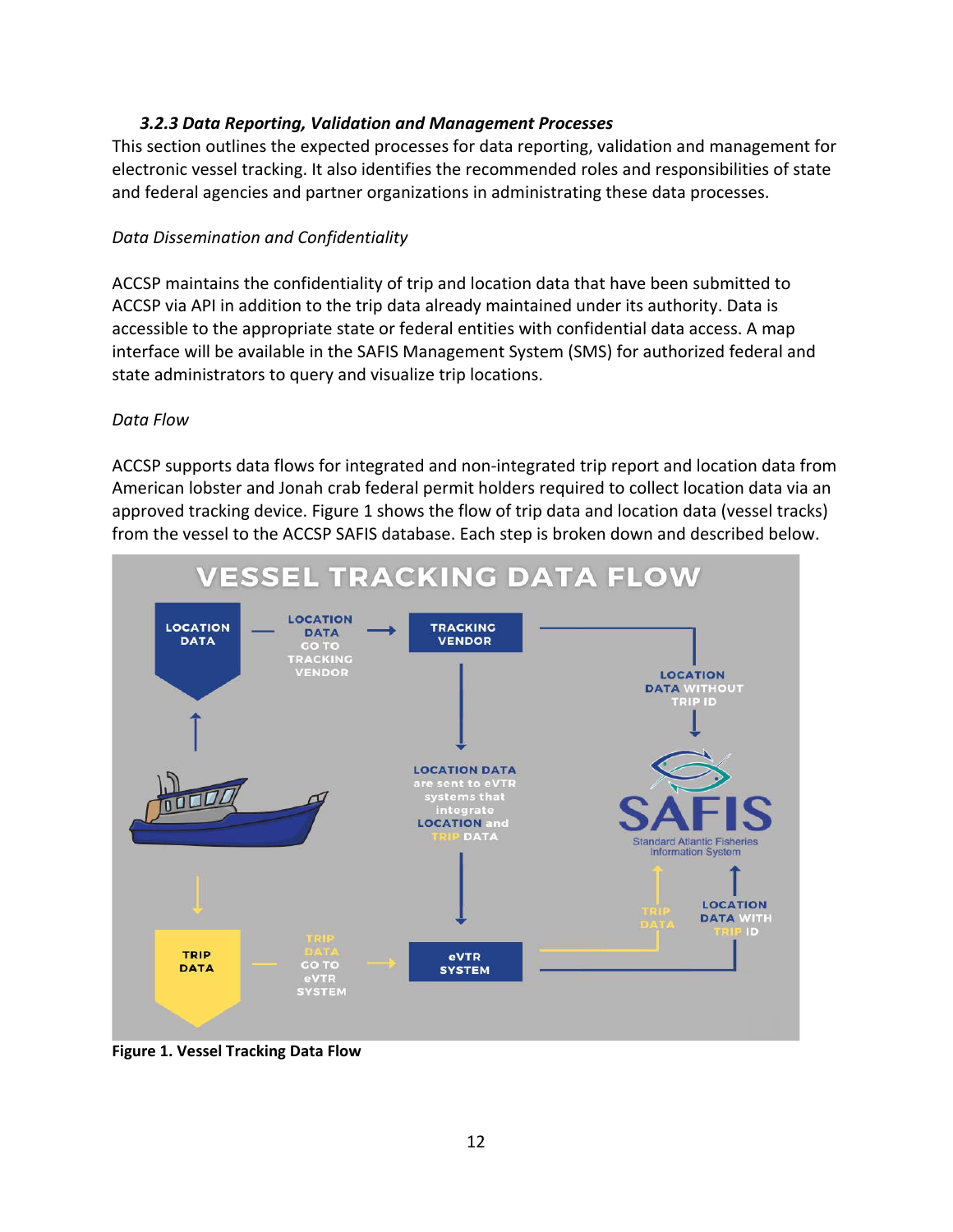### *3.2.3 Data Reporting, Validation and Management Processes*

This section outlines the expected processes for data reporting, validation and management for electronic vessel tracking. It also identifies the recommended roles and responsibilities of state and federal agencies and partner organizations in administrating these data processes.

*Data Dissemination and Confidentiality*

ACCSP maintains the confidentiality of trip and location data that have been submitted to ACCSP via API in addition to the trip data already maintained under its authority. Data is accessible to the appropriate state or federal entities with confidential data access. A map interface will be available in the SAFIS Management System (SMS) for authorized federal and state administrators to query and visualize trip locations.

*Data Flow*

ACCSP supports data flows for integrated and non-integrated trip report and location data from American lobster and Jonah crab federal permit holders required to collect location data via an approved tracking device. Figure 1 shows the flow of trip data and location data (vessel tracks) from the vessel to the ACCSP SAFIS database. Each step is broken down and described below.

**Figure 1. Vessel Tracking Data Flow**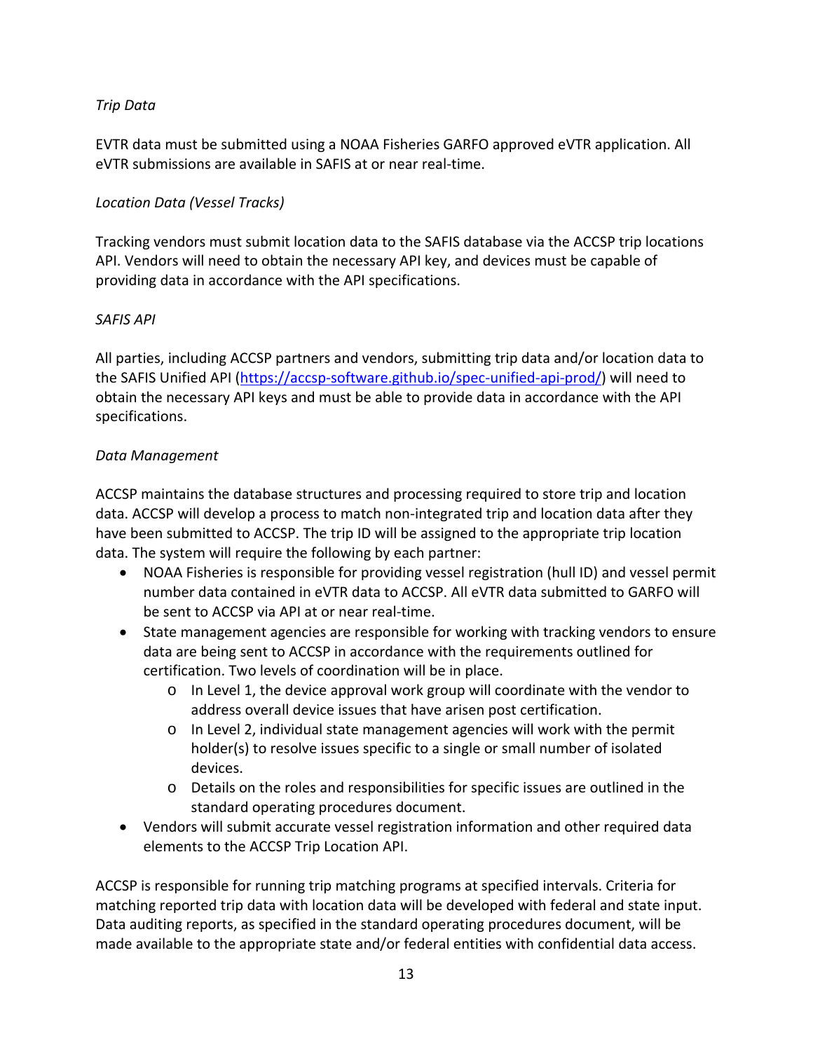*Trip Data*

EVTR data must be submitted using a NOAA Fisheries GARFO approved eVTR application. All eVTR submissions are available in SAFIS at or near real-time.

*Location Data (Vessel Tracks)*

Tracking vendors must submit location data to the SAFIS database via the ACCSP trip locations API. Vendors will need to obtain the necessary API key, and devices must be capable of providing data in accordance with the API specifications.

*SAFIS API*

All parties, including ACCSP partners and vendors, submitting trip data and/or location data to the SAFIS Unified API ([https://accsp-software.github.io/spec-unified-api-prod/](https://accsp-software.github.io/spec-unified-api-prod/)) will need to obtain the necessary API keys and must be able to provide data in accordance with the API specifications.

*Data Management*

ACCSP maintains the database structures and processing required to store trip and location data. ACCSP will develop a process to match non-integrated trip and location data after they have been submitted to ACCSP. The trip ID will be assigned to the appropriate trip location data. The system will require the following by each partner:

- NOAA Fisheries is responsible for providing vessel registration (hull ID) and vessel permit number data contained in eVTR data to ACCSP. All eVTR data submitted to GARFO will be sent to ACCSP via API at or near real-time.
- State management agencies are responsible for working with tracking vendors to ensure data are being sent to ACCSP in accordance with the requirements outlined for certification. Two levels of coordination will be in place.
    - In Level 1, the device approval work group will coordinate with the vendor to address overall device issues that have arisen post certification.
    - In Level 2, individual state management agencies will work with the permit holder(s) to resolve issues specific to a single or small number of isolated devices.
    - Details on the roles and responsibilities for specific issues are outlined in the standard operating procedures document.
- Vendors will submit accurate vessel registration information and other required data elements to the ACCSP Trip Location API.

ACCSP is responsible for running trip matching programs at specified intervals. Criteria for matching reported trip data with location data will be developed with federal and state input. Data auditing reports, as specified in the standard operating procedures document, will be made available to the appropriate state and/or federal entities with confidential data access.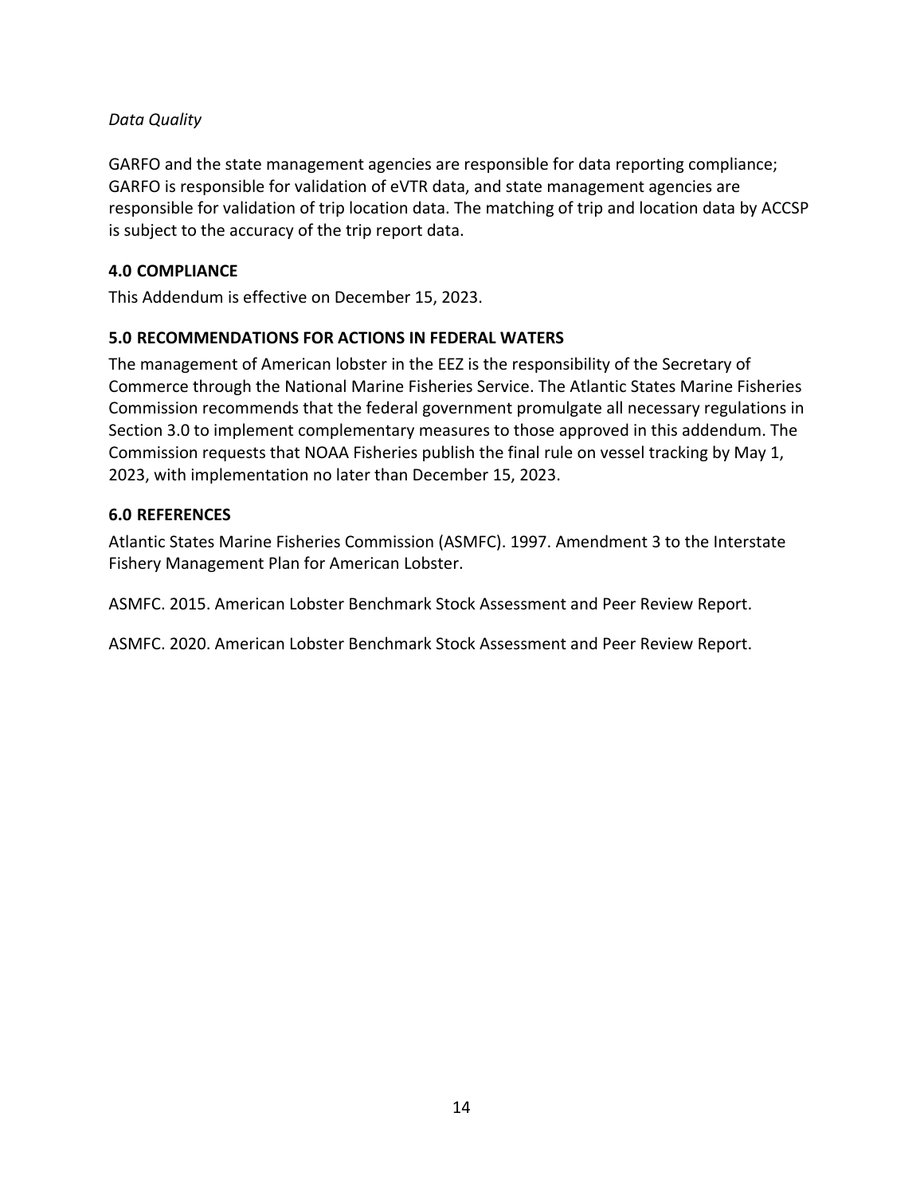*Data Quality*

GARFO and the state management agencies are responsible for data reporting compliance; GARFO is responsible for validation of eVTR data, and state management agencies are responsible for validation of trip location data. The matching of trip and location data by ACCSP is subject to the accuracy of the trip report data.

## 4.0 COMPLIANCE

This Addendum is effective on December 15, 2023.

## 5.0 RECOMMENDATIONS FOR ACTIONS IN FEDERAL WATERS

The management of American lobster in the EEZ is the responsibility of the Secretary of Commerce through the National Marine Fisheries Service. The Atlantic States Marine Fisheries Commission recommends that the federal government promulgate all necessary regulations in Section 3.0 to implement complementary measures to those approved in this addendum. The Commission requests that NOAA Fisheries publish the final rule on vessel tracking by May 1, 2023, with implementation no later than December 15, 2023.

## 6.0 REFERENCES

Atlantic States Marine Fisheries Commission (ASMFC). 1997. Amendment 3 to the Interstate Fishery Management Plan for American Lobster.

ASMFC. 2015. American Lobster Benchmark Stock Assessment and Peer Review Report.

ASMFC. 2020. American Lobster Benchmark Stock Assessment and Peer Review Report.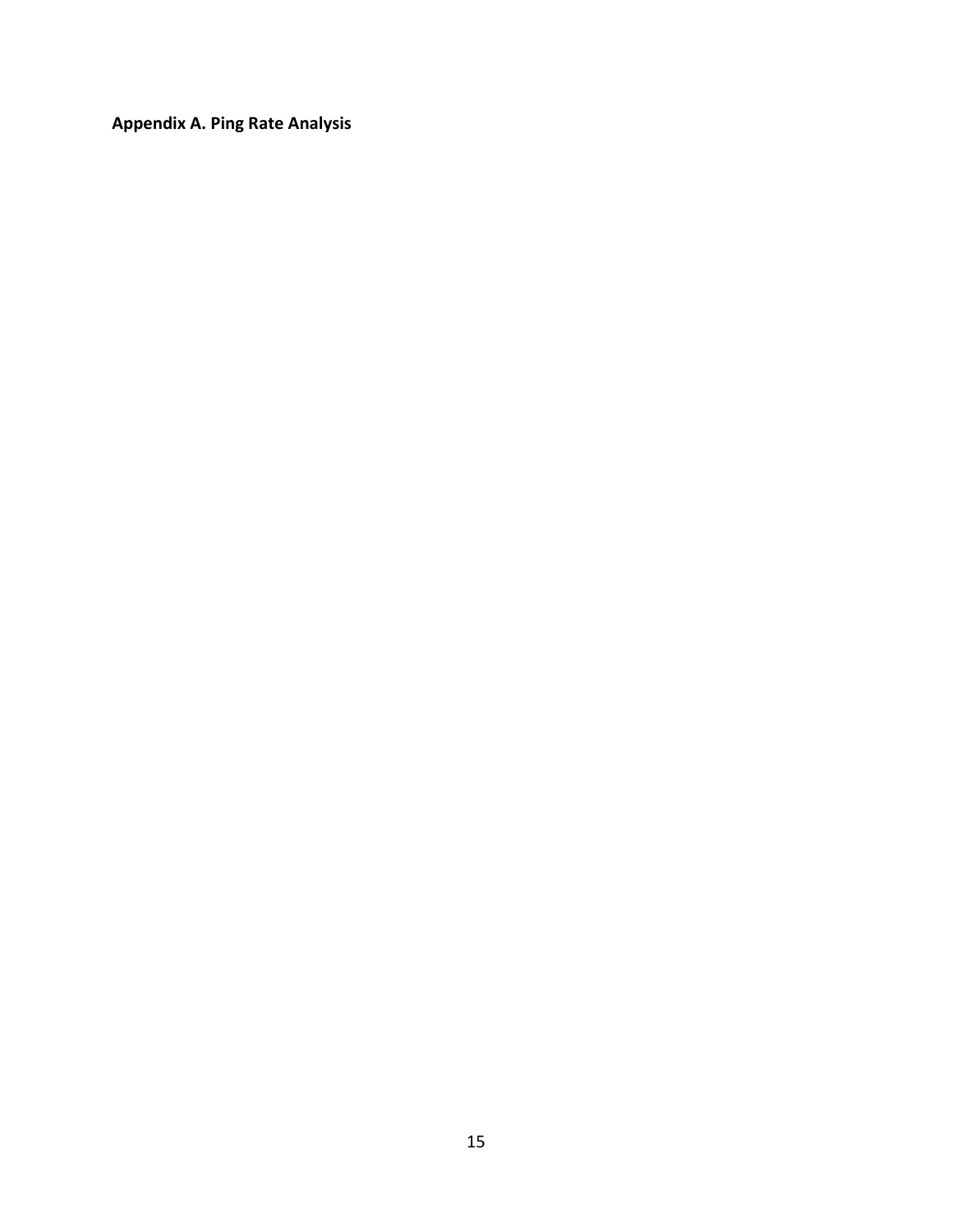**Appendix A. Ping Rate Analysis**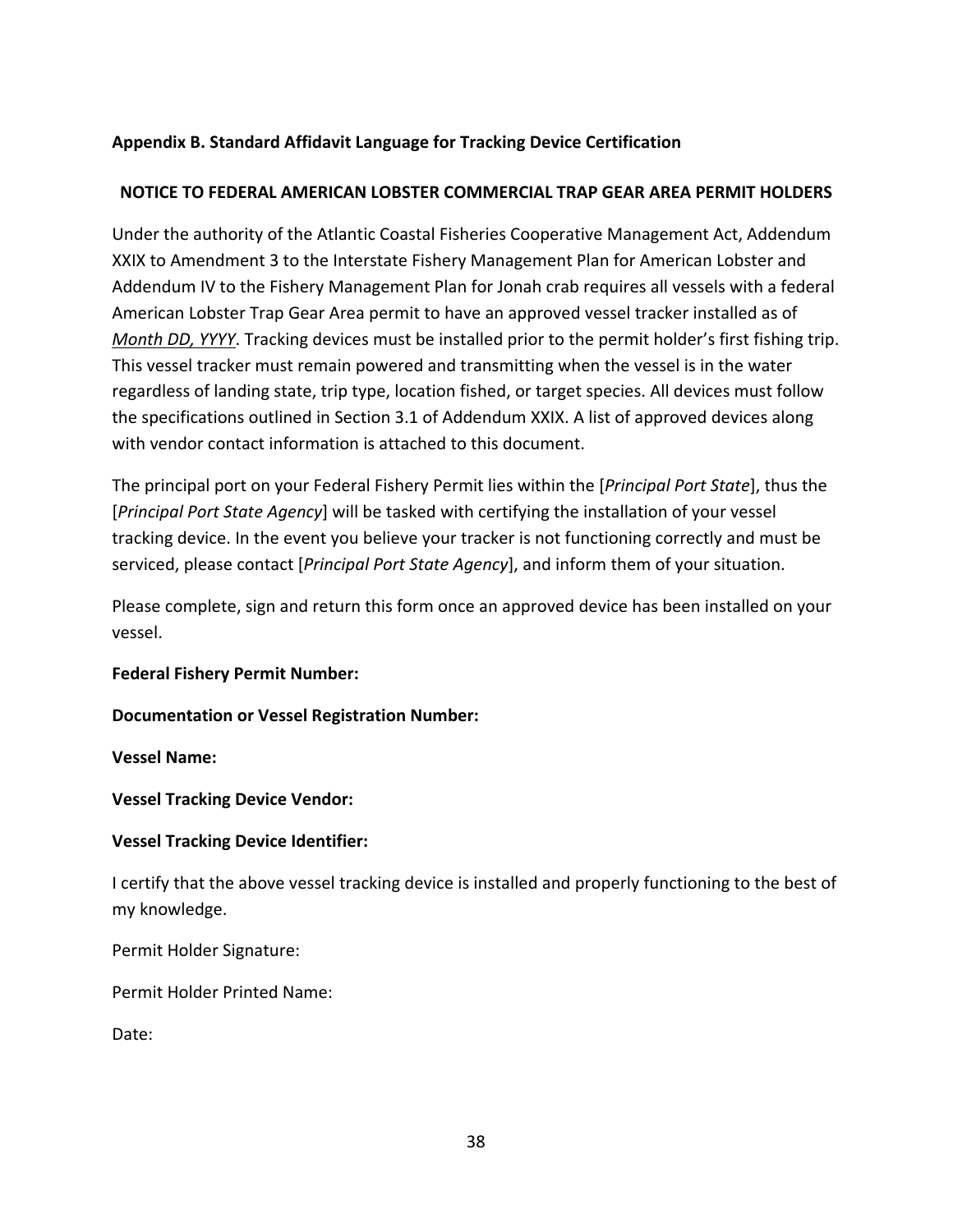## Appendix B. Standard Affidavit Language for Tracking Device Certification

### NOTICE TO FEDERAL AMERICAN LOBSTER COMMERCIAL TRAP GEAR AREA PERMIT HOLDERS

Under the authority of the Atlantic Coastal Fisheries Cooperative Management Act, Addendum XXIX to Amendment 3 to the Interstate Fishery Management Plan for American Lobster and Addendum IV to the Fishery Management Plan for Jonah crab requires all vessels with a federal American Lobster Trap Gear Area permit to have an approved vessel tracker installed as of *Month DD, YYYY*. Tracking devices must be installed prior to the permit holder's first fishing trip. This vessel tracker must remain powered and transmitting when the vessel is in the water regardless of landing state, trip type, location fished, or target species. All devices must follow the specifications outlined in Section 3.1 of Addendum XXIX. A list of approved devices along with vendor contact information is attached to this document.

The principal port on your Federal Fishery Permit lies within the [*Principal Port State*], thus the [*Principal Port State Agency*] will be tasked with certifying the installation of your vessel tracking device. In the event you believe your tracker is not functioning correctly and must be serviced, please contact [*Principal Port State Agency*], and inform them of your situation.

Please complete, sign and return this form once an approved device has been installed on your vessel.

**Federal Fishery Permit Number:**

**Documentation or Vessel Registration Number:**

**Vessel Name:**

**Vessel Tracking Device Vendor:**

**Vessel Tracking Device Identifier:**

I certify that the above vessel tracking device is installed and properly functioning to the best of my knowledge.

Permit Holder Signature:

Permit Holder Printed Name:

Date: